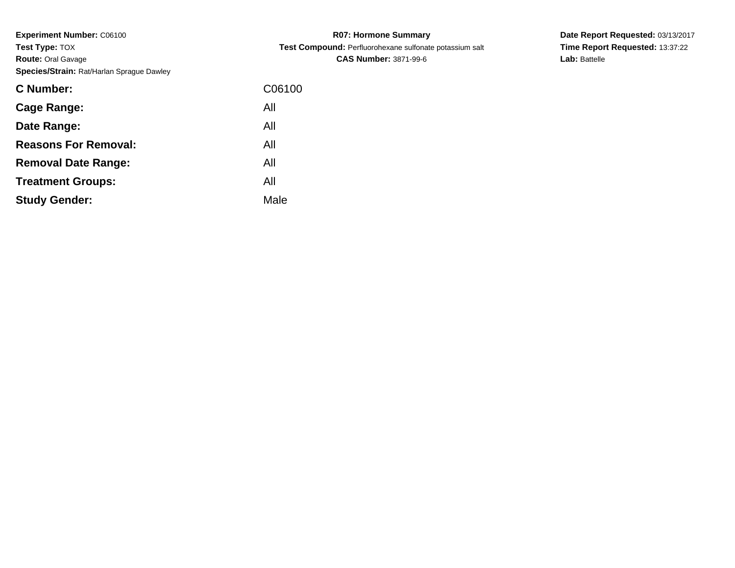**Experiment Number:** C06100
**Test Type:** TOX
**Route:** Oral Gavage
**Species/Strain:** Rat/Harlan Sprague Dawley

**R07: Hormone Summary**
**Test Compound:** Perfluorohexane sulfonate potassium salt
**CAS Number:** 3871-99-6

**Date Report Requested:** 03/13/2017
**Time Report Requested:** 13:37:22
**Lab:** Battelle

| | |
|---|---|
| **C Number:** | C06100 |
| **Cage Range:** | All |
| **Date Range:** | All |
| **Reasons For Removal:** | All |
| **Removal Date Range:** | All |
| **Treatment Groups:** | All |
| **Study Gender:** | Male |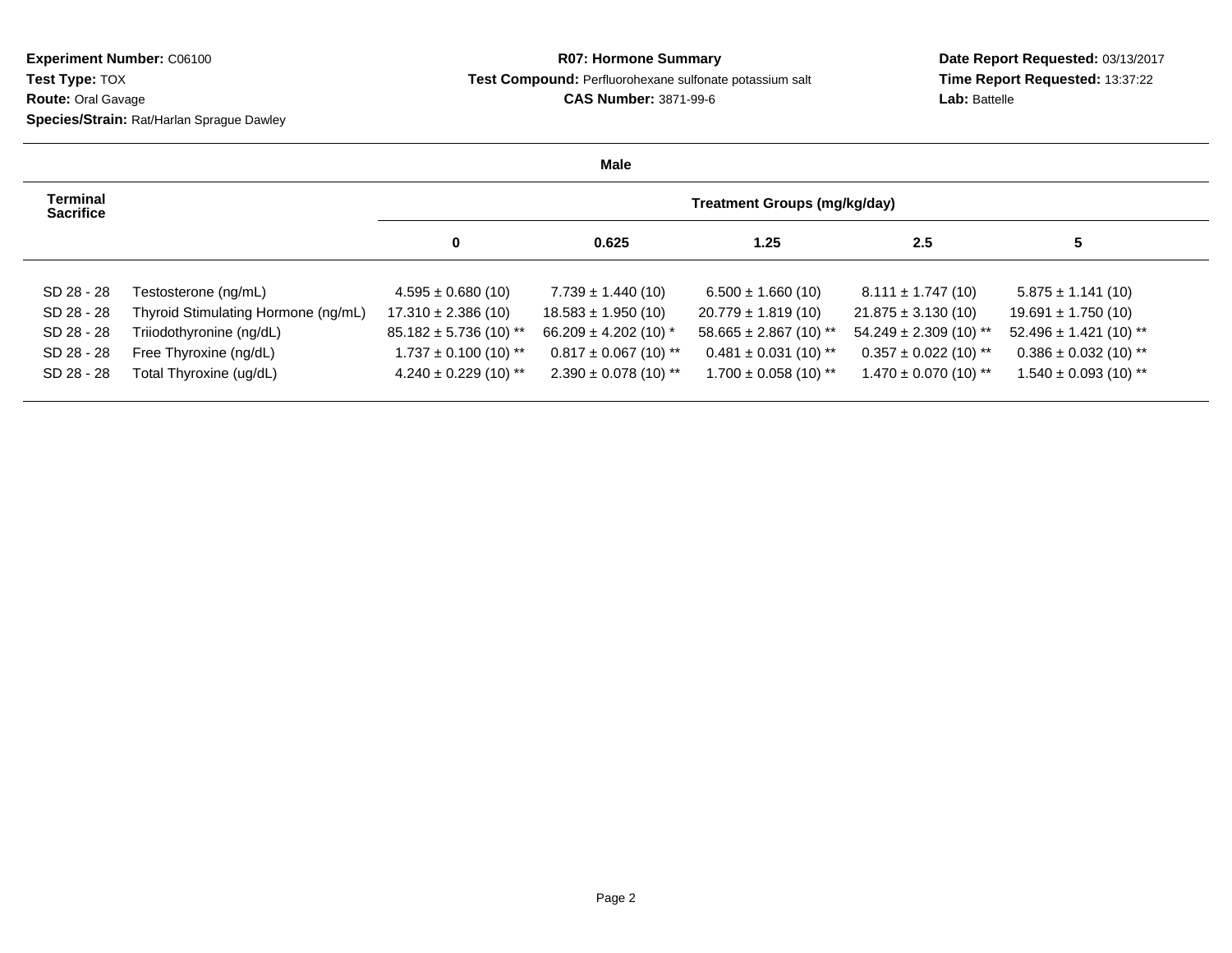**Experiment Number:** C06100
**Test Type:** TOX
**Route:** Oral Gavage
**Species/Strain:** Rat/Harlan Sprague Dawley

**R07: Hormone Summary**
**Test Compound:** Perfluorohexane sulfonate potassium salt
**CAS Number:** 3871-99-6

**Date Report Requested:** 03/13/2017
**Time Report Requested:** 13:37:22
**Lab:** Battelle

**Male**

| Terminal Sacrifice | | Treatment Groups (mg/kg/day) | | | | |
|---|---|---|---|---|---|---|
| | | 0 | 0.625 | 1.25 | 2.5 | 5 |
| SD 28 - 28 | Testosterone (ng/mL) | 4.595 ± 0.680 (10) | 7.739 ± 1.440 (10) | 6.500 ± 1.660 (10) | 8.111 ± 1.747 (10) | 5.875 ± 1.141 (10) |
| SD 28 - 28 | Thyroid Stimulating Hormone (ng/mL) | 17.310 ± 2.386 (10) | 18.583 ± 1.950 (10) | 20.779 ± 1.819 (10) | 21.875 ± 3.130 (10) | 19.691 ± 1.750 (10) |
| SD 28 - 28 | Triiodothyronine (ng/dL) | 85.182 ± 5.736 (10) ** | 66.209 ± 4.202 (10) * | 58.665 ± 2.867 (10) ** | 54.249 ± 2.309 (10) ** | 52.496 ± 1.421 (10) ** |
| SD 28 - 28 | Free Thyroxine (ng/dL) | 1.737 ± 0.100 (10) ** | 0.817 ± 0.067 (10) ** | 0.481 ± 0.031 (10) ** | 0.357 ± 0.022 (10) ** | 0.386 ± 0.032 (10) ** |
| SD 28 - 28 | Total Thyroxine (ug/dL) | 4.240 ± 0.229 (10) ** | 2.390 ± 0.078 (10) ** | 1.700 ± 0.058 (10) ** | 1.470 ± 0.070 (10) ** | 1.540 ± 0.093 (10) ** |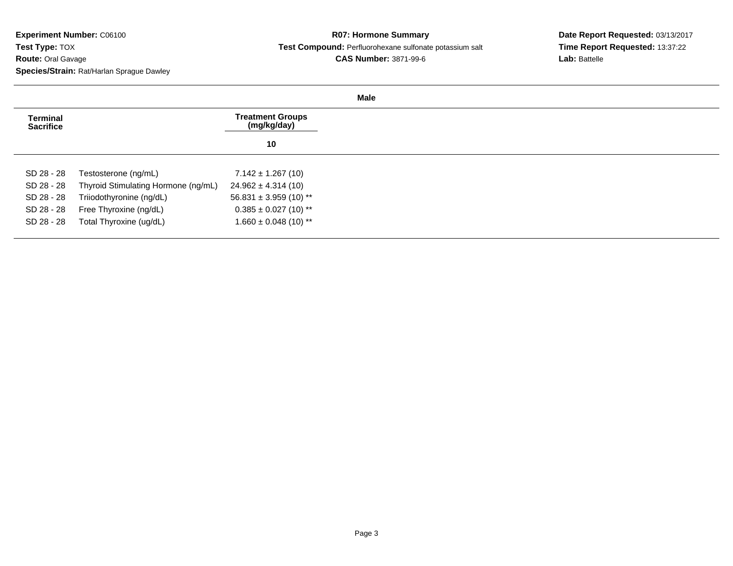**Experiment Number:** C06100
**Test Type:** TOX
**Route:** Oral Gavage
**Species/Strain:** Rat/Harlan Sprague Dawley

**R07: Hormone Summary**
**Test Compound:** Perfluorohexane sulfonate potassium salt
**CAS Number:** 3871-99-6

**Date Report Requested:** 03/13/2017
**Time Report Requested:** 13:37:22
**Lab:** Battelle

**Male**

| Terminal Sacrifice | | Treatment Groups (mg/kg/day) |
|---|---|---|
| | | 10 |
| SD 28 - 28 | Testosterone (ng/mL) | 7.142 ± 1.267 (10) |
| SD 28 - 28 | Thyroid Stimulating Hormone (ng/mL) | 24.962 ± 4.314 (10) |
| SD 28 - 28 | Triiodothyronine (ng/dL) | 56.831 ± 3.959 (10) ** |
| SD 28 - 28 | Free Thyroxine (ng/dL) | 0.385 ± 0.027 (10) ** |
| SD 28 - 28 | Total Thyroxine (ug/dL) | 1.660 ± 0.048 (10) ** |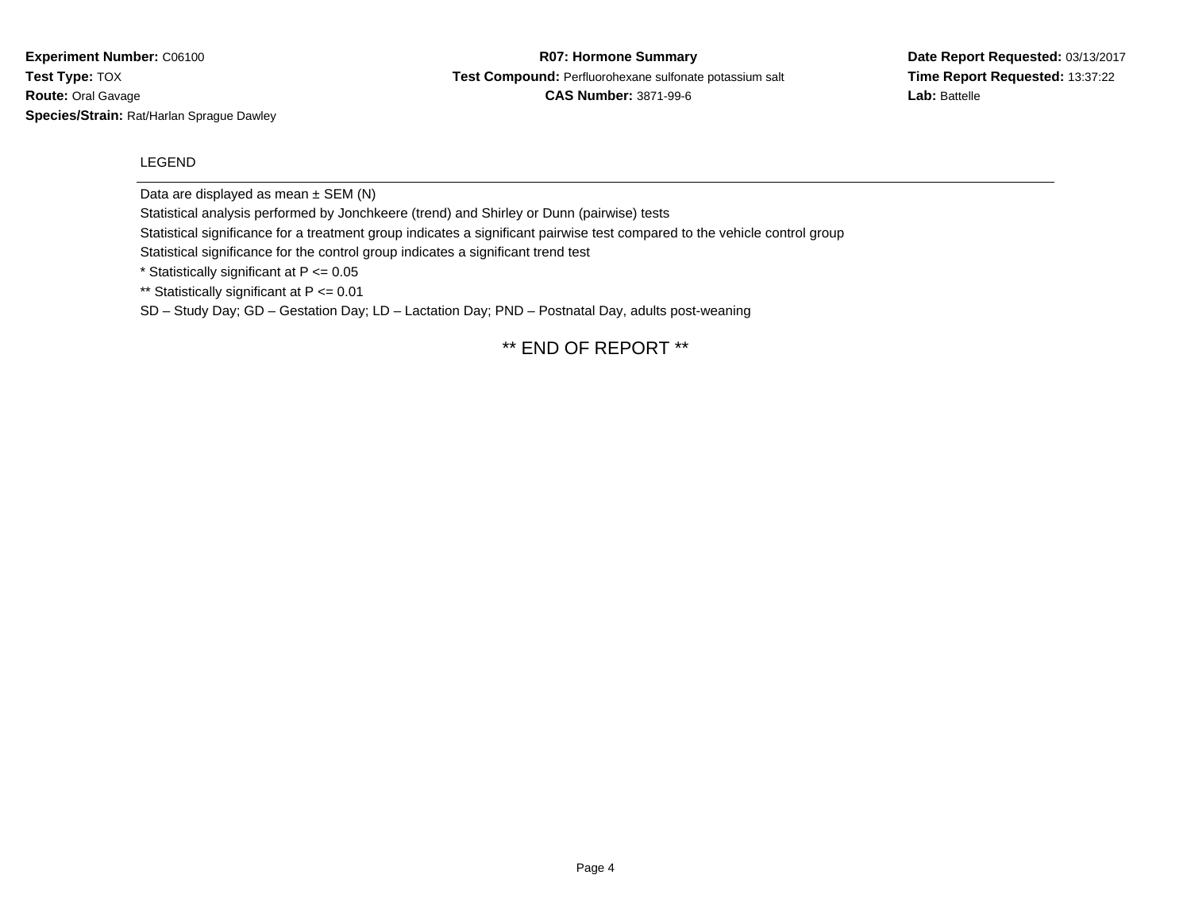**Experiment Number:** C06100
**Test Type:** TOX
**Route:** Oral Gavage
**Species/Strain:** Rat/Harlan Sprague Dawley

**R07: Hormone Summary**
**Test Compound:** Perfluorohexane sulfonate potassium salt
**CAS Number:** 3871-99-6

**Date Report Requested:** 03/13/2017
**Time Report Requested:** 13:37:22
**Lab:** Battelle

LEGEND

Data are displayed as mean ± SEM (N)

Statistical analysis performed by Jonchkeere (trend) and Shirley or Dunn (pairwise) tests

Statistical significance for a treatment group indicates a significant pairwise test compared to the vehicle control group

Statistical significance for the control group indicates a significant trend test

* Statistically significant at P <= 0.05

** Statistically significant at P <= 0.01

SD – Study Day; GD – Gestation Day; LD – Lactation Day; PND – Postnatal Day, adults post-weaning

** END OF REPORT **